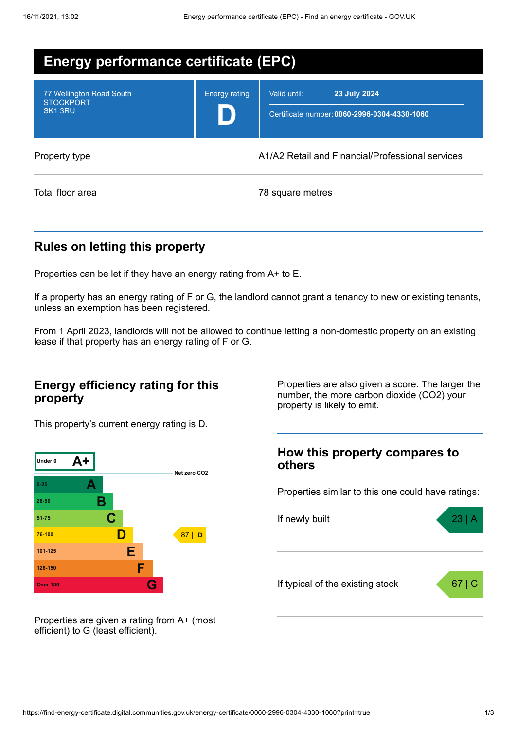# Energy performance certificate (EPC)

| 77 Wellington Road South<br>STOCKPORT<br>SK1 3RU | Energy rating<br>**D** | Valid until: **23 July 2024**<br>Certificate number: **0060-2996-0304-4330-1060** |
| --- | --- | --- |

| Property type | A1/A2 Retail and Financial/Professional services |
| --- | --- |
| Total floor area | 78 square metres |

## Rules on letting this property

Properties can be let if they have an energy rating from A+ to E.

If a property has an energy rating of F or G, the landlord cannot grant a tenancy to new or existing tenants, unless an exemption has been registered.

From 1 April 2023, landlords will not be allowed to continue letting a non-domestic property on an existing lease if that property has an energy rating of F or G.

## Energy efficiency rating for this property

This property's current energy rating is D.

| Score | Rating |
| --- | --- |
| Under 0 | A+ |
| 0-25 | A |
| 26-50 | B |
| 51-75 | C |
| 76-100 | D |
| 101-125 | E |
| 126-150 | F |
| Over 150 | G |

Net zero CO2

Current: 87 | D

Properties are given a rating from A+ (most efficient) to G (least efficient).

Properties are also given a score. The larger the number, the more carbon dioxide (CO2) your property is likely to emit.

## How this property compares to others

Properties similar to this one could have ratings:

| | |
| --- | --- |
| If newly built | 23 \| A |
| If typical of the existing stock | 67 \| C |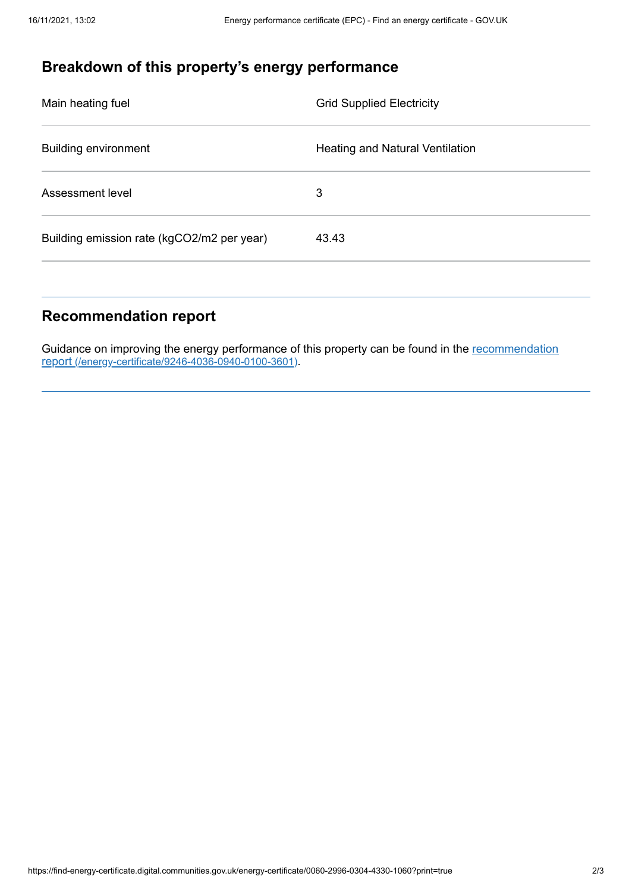## Breakdown of this property's energy performance

| | |
|---|---|
| Main heating fuel | Grid Supplied Electricity |
| Building environment | Heating and Natural Ventilation |
| Assessment level | 3 |
| Building emission rate (kgCO2/m2 per year) | 43.43 |

## Recommendation report

Guidance on improving the energy performance of this property can be found in the recommendation report (/energy-certificate/9246-4036-0940-0100-3601).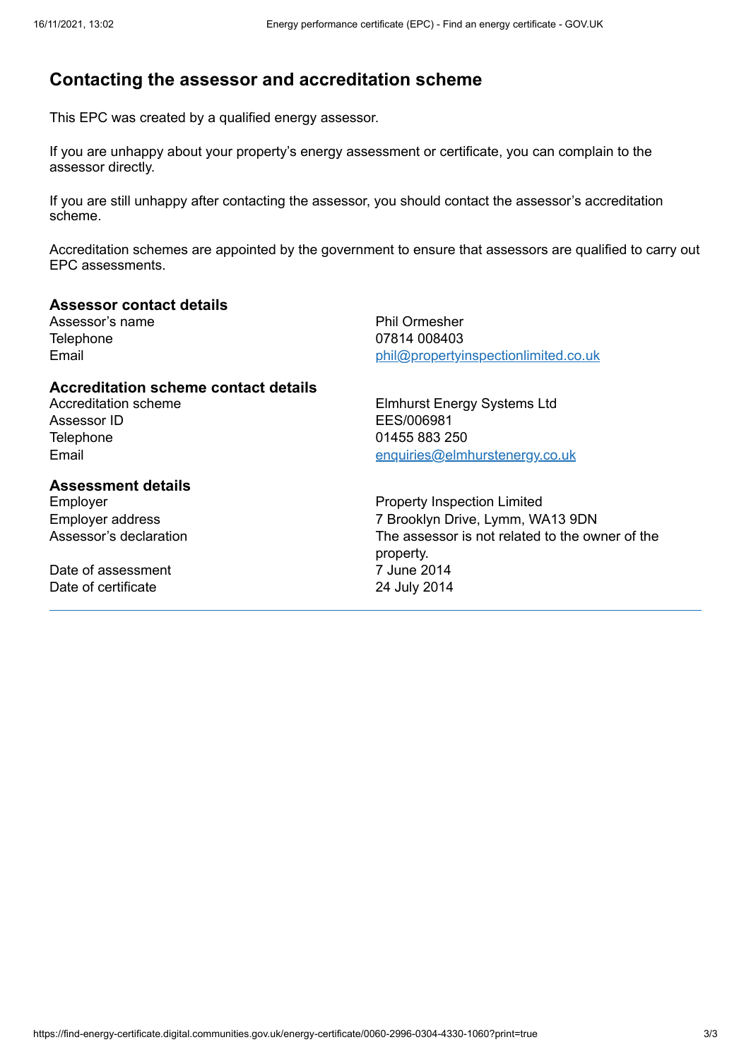## Contacting the assessor and accreditation scheme

This EPC was created by a qualified energy assessor.

If you are unhappy about your property's energy assessment or certificate, you can complain to the assessor directly.

If you are still unhappy after contacting the assessor, you should contact the assessor's accreditation scheme.

Accreditation schemes are appointed by the government to ensure that assessors are qualified to carry out EPC assessments.

### Assessor contact details

| | |
|---|---|
| Assessor's name | Phil Ormesher |
| Telephone | 07814 008403 |
| Email | phil@propertyinspectionlimited.co.uk |

### Accreditation scheme contact details

| | |
|---|---|
| Accreditation scheme | Elmhurst Energy Systems Ltd |
| Assessor ID | EES/006981 |
| Telephone | 01455 883 250 |
| Email | enquiries@elmhurstenergy.co.uk |

### Assessment details

| | |
|---|---|
| Employer | Property Inspection Limited |
| Employer address | 7 Brooklyn Drive, Lymm, WA13 9DN |
| Assessor's declaration | The assessor is not related to the owner of the property. |
| Date of assessment | 7 June 2014 |
| Date of certificate | 24 July 2014 |